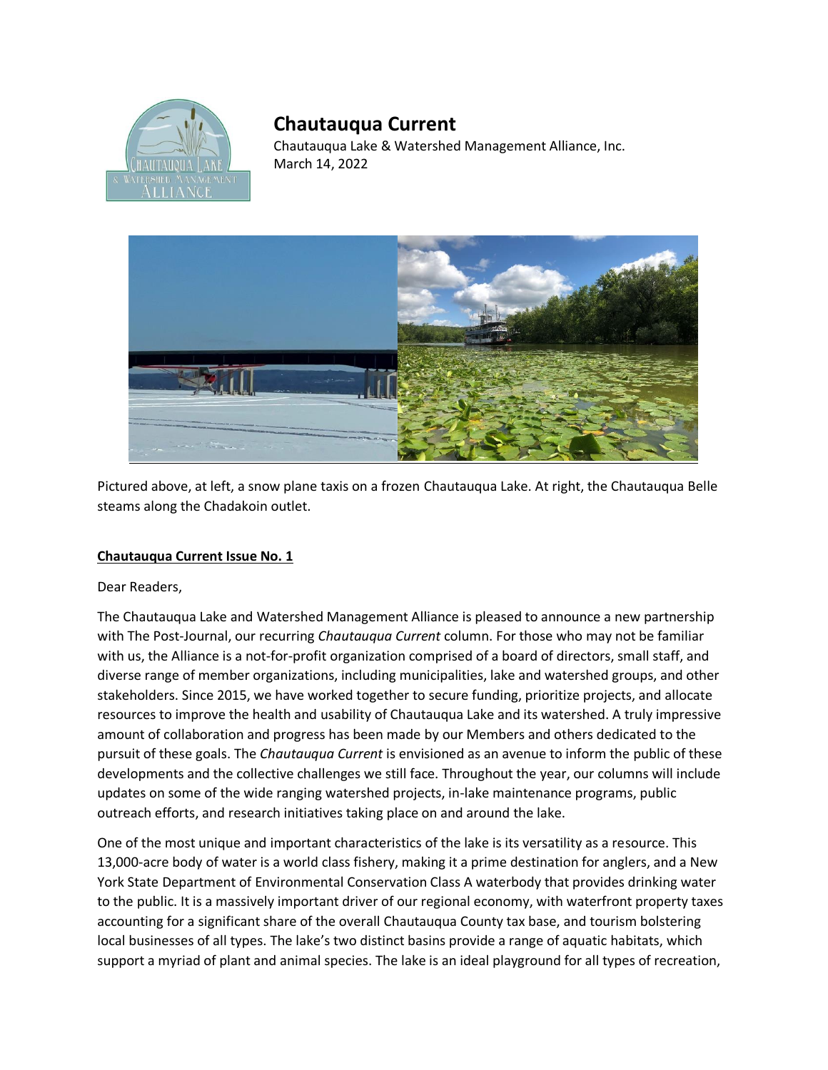# Chautauqua Current

Chautauqua Lake & Watershed Management Alliance, Inc.
March 14, 2022

Pictured above, at left, a snow plane taxis on a frozen Chautauqua Lake. At right, the Chautauqua Belle steams along the Chadakoin outlet.

**Chautauqua Current Issue No. 1**

Dear Readers,

The Chautauqua Lake and Watershed Management Alliance is pleased to announce a new partnership with The Post-Journal, our recurring *Chautauqua Current* column. For those who may not be familiar with us, the Alliance is a not-for-profit organization comprised of a board of directors, small staff, and diverse range of member organizations, including municipalities, lake and watershed groups, and other stakeholders. Since 2015, we have worked together to secure funding, prioritize projects, and allocate resources to improve the health and usability of Chautauqua Lake and its watershed. A truly impressive amount of collaboration and progress has been made by our Members and others dedicated to the pursuit of these goals. The *Chautauqua Current* is envisioned as an avenue to inform the public of these developments and the collective challenges we still face. Throughout the year, our columns will include updates on some of the wide ranging watershed projects, in-lake maintenance programs, public outreach efforts, and research initiatives taking place on and around the lake.

One of the most unique and important characteristics of the lake is its versatility as a resource. This 13,000-acre body of water is a world class fishery, making it a prime destination for anglers, and a New York State Department of Environmental Conservation Class A waterbody that provides drinking water to the public. It is a massively important driver of our regional economy, with waterfront property taxes accounting for a significant share of the overall Chautauqua County tax base, and tourism bolstering local businesses of all types. The lake's two distinct basins provide a range of aquatic habitats, which support a myriad of plant and animal species. The lake is an ideal playground for all types of recreation,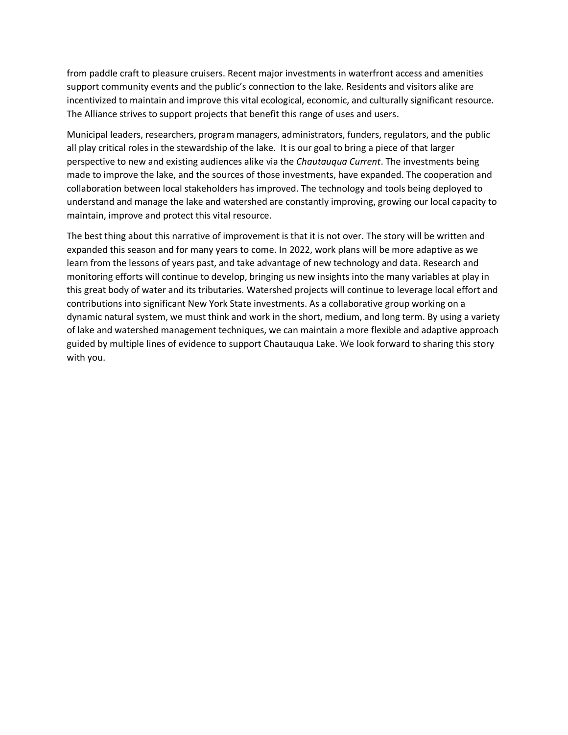from paddle craft to pleasure cruisers. Recent major investments in waterfront access and amenities support community events and the public's connection to the lake. Residents and visitors alike are incentivized to maintain and improve this vital ecological, economic, and culturally significant resource. The Alliance strives to support projects that benefit this range of uses and users.

Municipal leaders, researchers, program managers, administrators, funders, regulators, and the public all play critical roles in the stewardship of the lake. It is our goal to bring a piece of that larger perspective to new and existing audiences alike via the *Chautauqua Current*. The investments being made to improve the lake, and the sources of those investments, have expanded. The cooperation and collaboration between local stakeholders has improved. The technology and tools being deployed to understand and manage the lake and watershed are constantly improving, growing our local capacity to maintain, improve and protect this vital resource.

The best thing about this narrative of improvement is that it is not over. The story will be written and expanded this season and for many years to come. In 2022, work plans will be more adaptive as we learn from the lessons of years past, and take advantage of new technology and data. Research and monitoring efforts will continue to develop, bringing us new insights into the many variables at play in this great body of water and its tributaries. Watershed projects will continue to leverage local effort and contributions into significant New York State investments. As a collaborative group working on a dynamic natural system, we must think and work in the short, medium, and long term. By using a variety of lake and watershed management techniques, we can maintain a more flexible and adaptive approach guided by multiple lines of evidence to support Chautauqua Lake. We look forward to sharing this story with you.